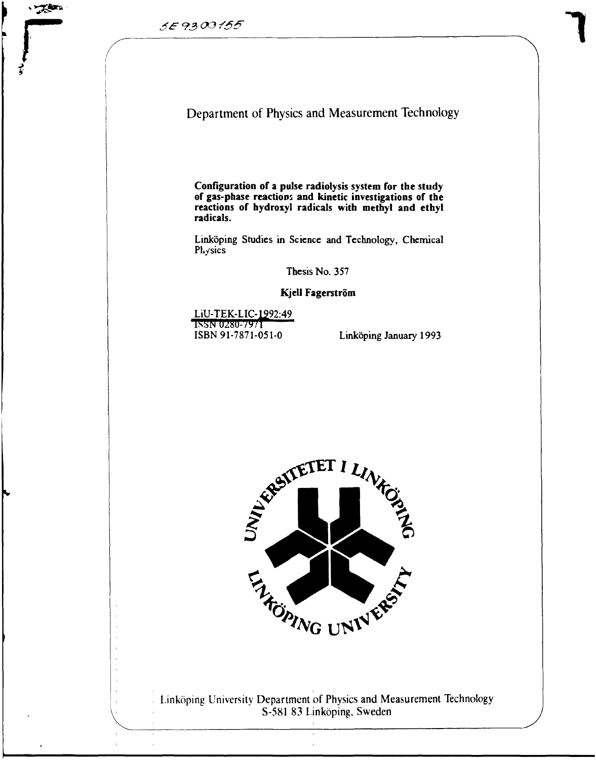SE9300155

Department of Physics and Measurement Technology

**Configuration of a pulse radiolysis system for the study of gas-phase reactions and kinetic investigations of the reactions of hydroxyl radicals with methyl and ethyl radicals.**

Linköping Studies in Science and Technology, Chemical Physics

Thesis No. 357

**Kjell Fagerström**

LiU-TEK-LIC-1992:49
ISSN 0280-7971
ISBN 91-7871-051-0

Linköping January 1993

Linköping University Department of Physics and Measurement Technology
S-581 83 Linköping, Sweden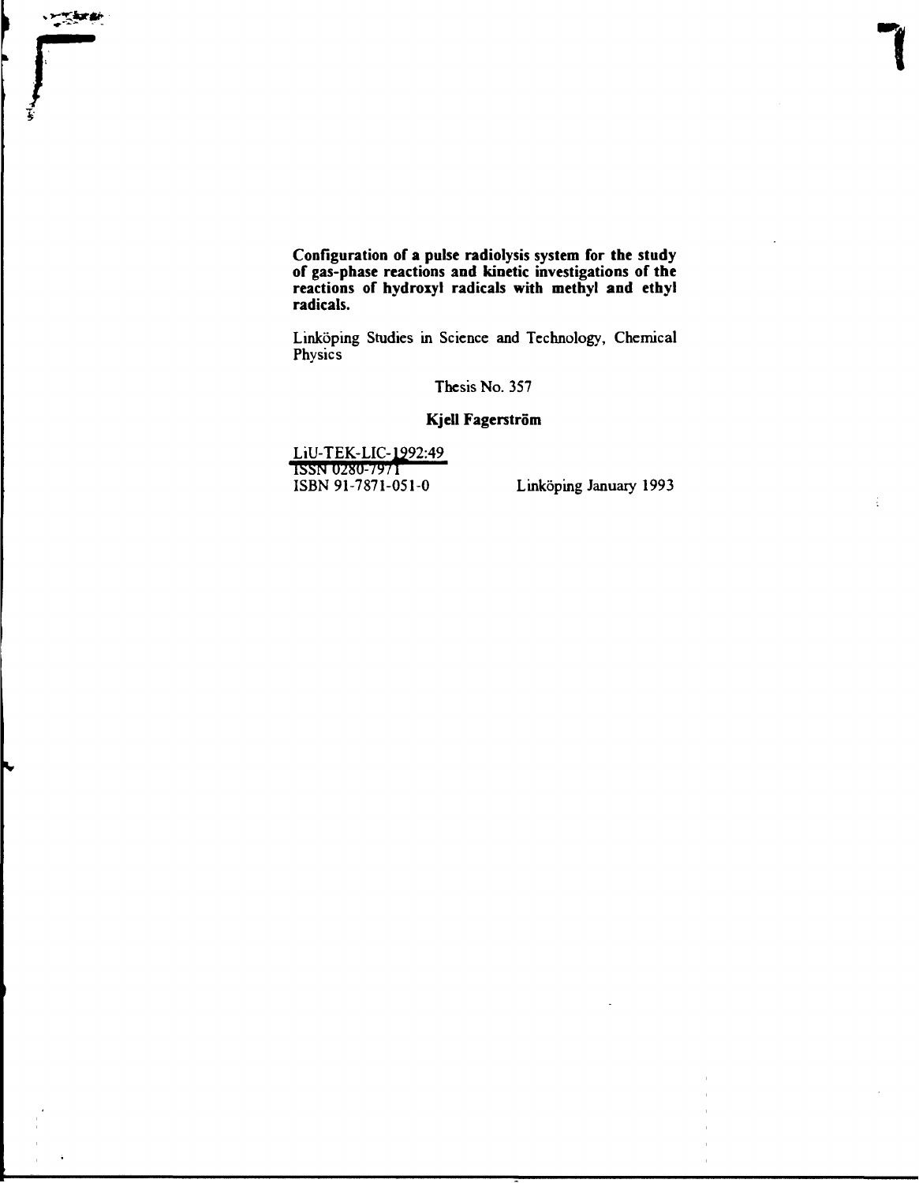**Configuration of a pulse radiolysis system for the study of gas-phase reactions and kinetic investigations of the reactions of hydroxyl radicals with methyl and ethyl radicals.**

Linköping Studies in Science and Technology, Chemical Physics

Thesis No. 357

**Kjell Fagerström**

LiU-TEK-LIC-1992:49
ISSN 0280-7971
ISBN 91-7871-051-0

Linköping January 1993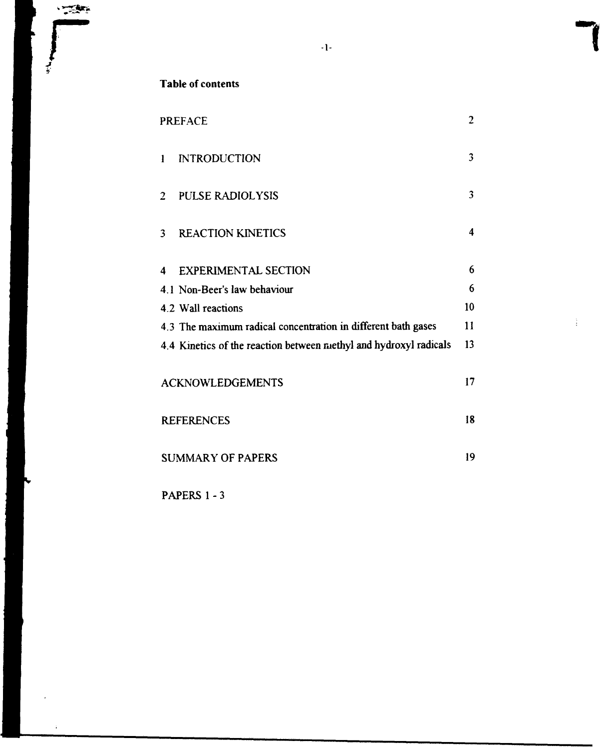# Table of contents

| | |
|---|---|
| PREFACE | 2 |
| 1 INTRODUCTION | 3 |
| 2 PULSE RADIOLYSIS | 3 |
| 3 REACTION KINETICS | 4 |
| 4 EXPERIMENTAL SECTION | 6 |
| 4.1 Non-Beer's law behaviour | 6 |
| 4.2 Wall reactions | 10 |
| 4.3 The maximum radical concentration in different bath gases | 11 |
| 4.4 Kinetics of the reaction between methyl and hydroxyl radicals | 13 |
| ACKNOWLEDGEMENTS | 17 |
| REFERENCES | 18 |
| SUMMARY OF PAPERS | 19 |
| PAPERS 1 - 3 | |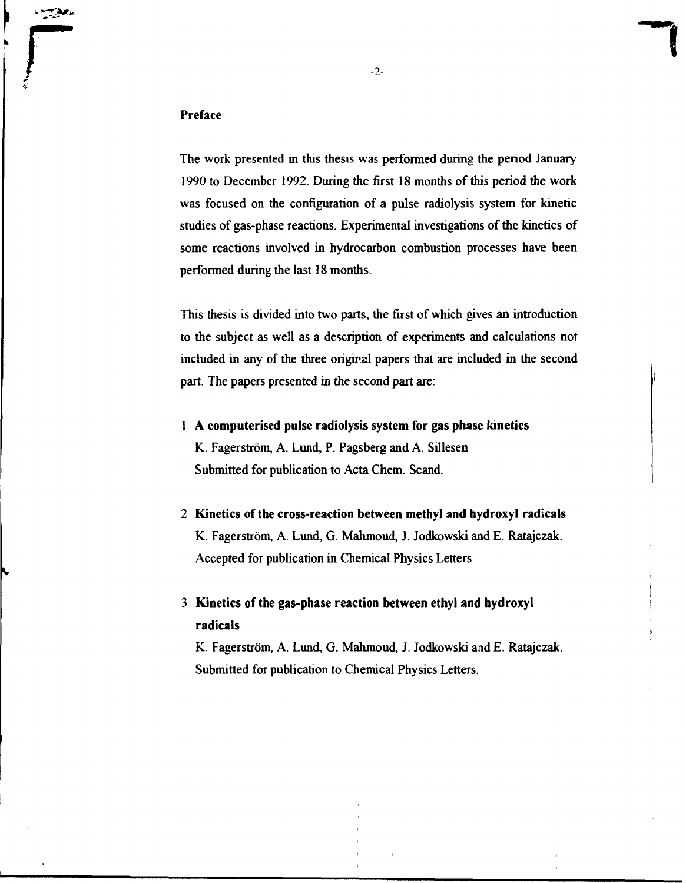## Preface

The work presented in this thesis was performed during the period January 1990 to December 1992. During the first 18 months of this period the work was focused on the configuration of a pulse radiolysis system for kinetic studies of gas-phase reactions. Experimental investigations of the kinetics of some reactions involved in hydrocarbon combustion processes have been performed during the last 18 months.

This thesis is divided into two parts, the first of which gives an introduction to the subject as well as a description of experiments and calculations not included in any of the three original papers that are included in the second part. The papers presented in the second part are:

1. **A computerised pulse radiolysis system for gas phase kinetics**
   K. Fagerström, A. Lund, P. Pagsberg and A. Sillesen
   Submitted for publication to Acta Chem. Scand.

2. **Kinetics of the cross-reaction between methyl and hydroxyl radicals**
   K. Fagerström, A. Lund, G. Mahmoud, J. Jodkowski and E. Ratajczak.
   Accepted for publication in Chemical Physics Letters.

3. **Kinetics of the gas-phase reaction between ethyl and hydroxyl radicals**
   K. Fagerström, A. Lund, G. Mahmoud, J. Jodkowski and E. Ratajczak.
   Submitted for publication to Chemical Physics Letters.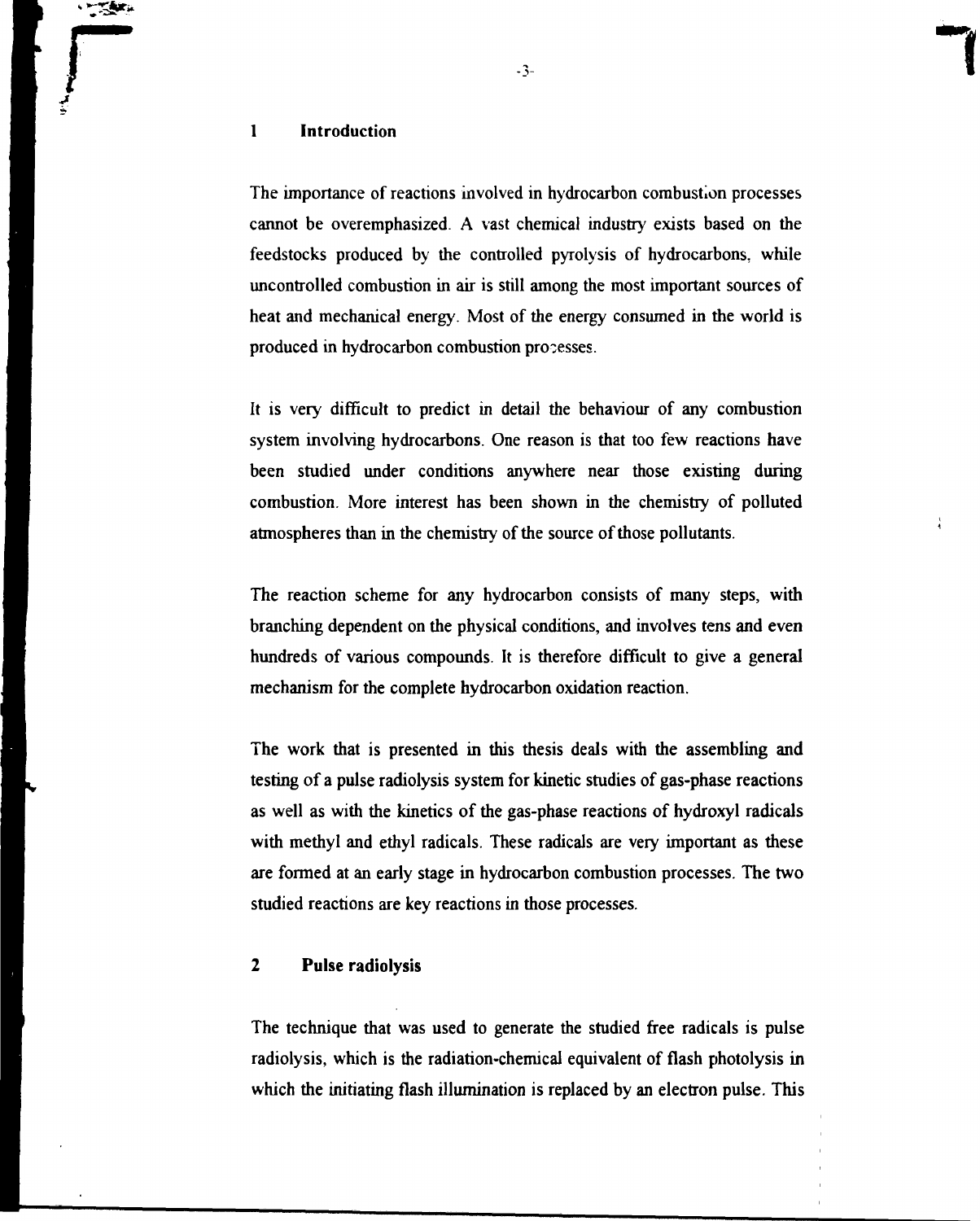## 1 Introduction

The importance of reactions involved in hydrocarbon combustion processes cannot be overemphasized. A vast chemical industry exists based on the feedstocks produced by the controlled pyrolysis of hydrocarbons, while uncontrolled combustion in air is still among the most important sources of heat and mechanical energy. Most of the energy consumed in the world is produced in hydrocarbon combustion processes.

It is very difficult to predict in detail the behaviour of any combustion system involving hydrocarbons. One reason is that too few reactions have been studied under conditions anywhere near those existing during combustion. More interest has been shown in the chemistry of polluted atmospheres than in the chemistry of the source of those pollutants.

The reaction scheme for any hydrocarbon consists of many steps, with branching dependent on the physical conditions, and involves tens and even hundreds of various compounds. It is therefore difficult to give a general mechanism for the complete hydrocarbon oxidation reaction.

The work that is presented in this thesis deals with the assembling and testing of a pulse radiolysis system for kinetic studies of gas-phase reactions as well as with the kinetics of the gas-phase reactions of hydroxyl radicals with methyl and ethyl radicals. These radicals are very important as these are formed at an early stage in hydrocarbon combustion processes. The two studied reactions are key reactions in those processes.

## 2 Pulse radiolysis

The technique that was used to generate the studied free radicals is pulse radiolysis, which is the radiation-chemical equivalent of flash photolysis in which the initiating flash illumination is replaced by an electron pulse. This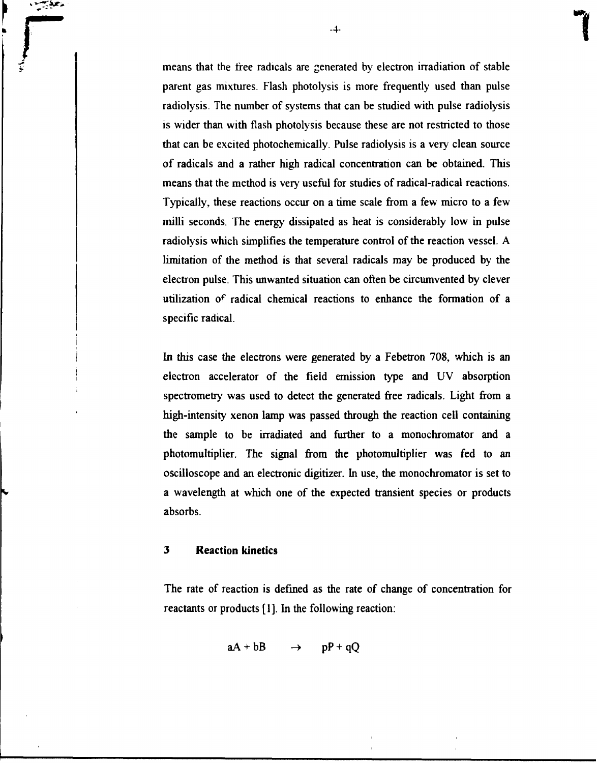means that the free radicals are generated by electron irradiation of stable parent gas mixtures. Flash photolysis is more frequently used than pulse radiolysis. The number of systems that can be studied with pulse radiolysis is wider than with flash photolysis because these are not restricted to those that can be excited photochemically. Pulse radiolysis is a very clean source of radicals and a rather high radical concentration can be obtained. This means that the method is very useful for studies of radical-radical reactions. Typically, these reactions occur on a time scale from a few micro to a few milli seconds. The energy dissipated as heat is considerably low in pulse radiolysis which simplifies the temperature control of the reaction vessel. A limitation of the method is that several radicals may be produced by the electron pulse. This unwanted situation can often be circumvented by clever utilization of radical chemical reactions to enhance the formation of a specific radical.

In this case the electrons were generated by a Febetron 708, which is an electron accelerator of the field emission type and UV absorption spectrometry was used to detect the generated free radicals. Light from a high-intensity xenon lamp was passed through the reaction cell containing the sample to be irradiated and further to a monochromator and a photomultiplier. The signal from the photomultiplier was fed to an oscilloscope and an electronic digitizer. In use, the monochromator is set to a wavelength at which one of the expected transient species or products absorbs.

## 3 Reaction kinetics

The rate of reaction is defined as the rate of change of concentration for reactants or products [1]. In the following reaction:

$$aA + bB \rightarrow pP + qQ$$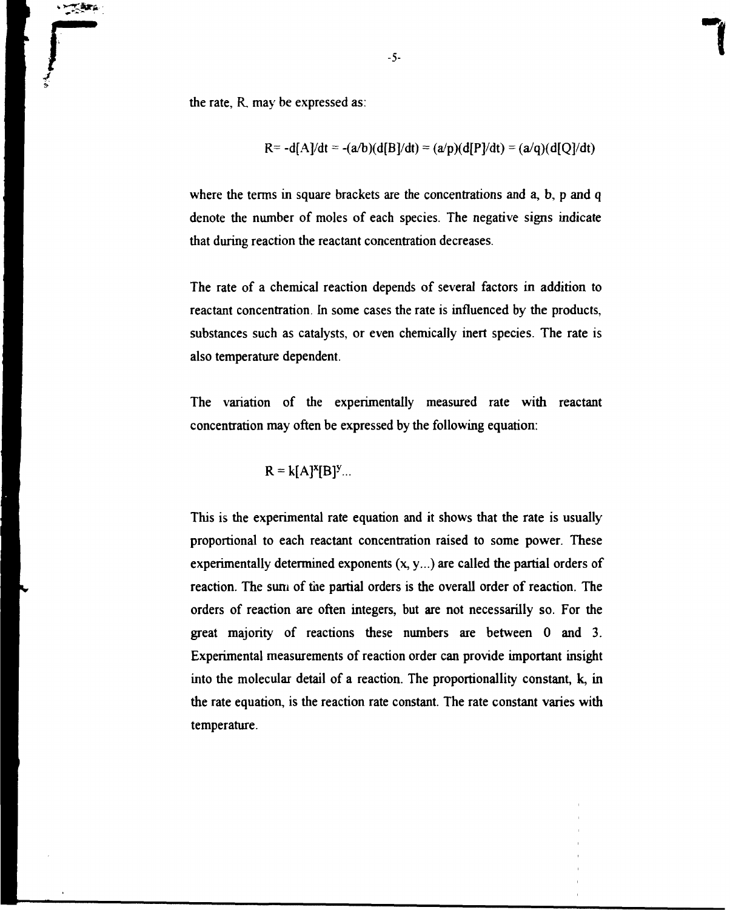the rate, R, may be expressed as:

$$R = -d[A]/dt = -(a/b)(d[B]/dt) = (a/p)(d[P]/dt) = (a/q)(d[Q]/dt)$$

where the terms in square brackets are the concentrations and a, b, p and q denote the number of moles of each species. The negative signs indicate that during reaction the reactant concentration decreases.

The rate of a chemical reaction depends of several factors in addition to reactant concentration. In some cases the rate is influenced by the products, substances such as catalysts, or even chemically inert species. The rate is also temperature dependent.

The variation of the experimentally measured rate with reactant concentration may often be expressed by the following equation:

$$R = k[A]^x[B]^y...$$

This is the experimental rate equation and it shows that the rate is usually proportional to each reactant concentration raised to some power. These experimentally determined exponents (x, y...) are called the partial orders of reaction. The sum of the partial orders is the overall order of reaction. The orders of reaction are often integers, but are not necessarilly so. For the great majority of reactions these numbers are between 0 and 3. Experimental measurements of reaction order can provide important insight into the molecular detail of a reaction. The proportionallity constant, k, in the rate equation, is the reaction rate constant. The rate constant varies with temperature.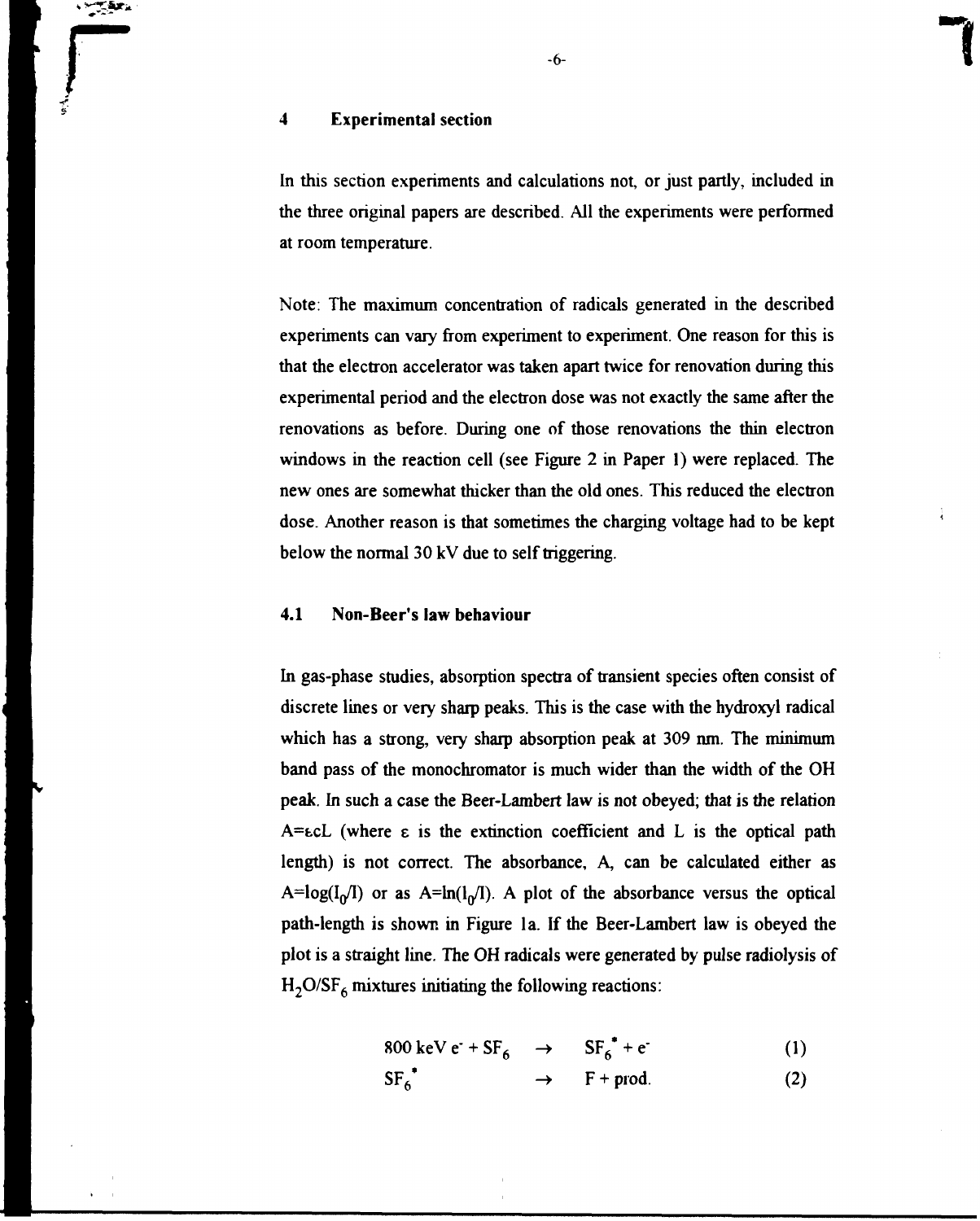## 4 Experimental section

In this section experiments and calculations not, or just partly, included in the three original papers are described. All the experiments were performed at room temperature.

Note: The maximum concentration of radicals generated in the described experiments can vary from experiment to experiment. One reason for this is that the electron accelerator was taken apart twice for renovation during this experimental period and the electron dose was not exactly the same after the renovations as before. During one of those renovations the thin electron windows in the reaction cell (see Figure 2 in Paper 1) were replaced. The new ones are somewhat thicker than the old ones. This reduced the electron dose. Another reason is that sometimes the charging voltage had to be kept below the normal 30 kV due to self triggering.

### 4.1 Non-Beer's law behaviour

In gas-phase studies, absorption spectra of transient species often consist of discrete lines or very sharp peaks. This is the case with the hydroxyl radical which has a strong, very sharp absorption peak at 309 nm. The minimum band pass of the monochromator is much wider than the width of the OH peak. In such a case the Beer-Lambert law is not obeyed; that is the relation $A=\varepsilon cL$ (where $\varepsilon$ is the extinction coefficient and L is the optical path length) is not correct. The absorbance, A, can be calculated either as $A=\log(I_0/I)$ or as $A=\ln(I_0/I)$. A plot of the absorbance versus the optical path-length is shown in Figure 1a. If the Beer-Lambert law is obeyed the plot is a straight line. The OH radicals were generated by pulse radiolysis of $H_2O/SF_6$ mixtures initiating the following reactions:

$$800\text{ keV } e^- + SF_6 \rightarrow SF_6^* + e^- \quad (1)$$

$$SF_6^* \rightarrow F + \text{prod.} \quad (2)$$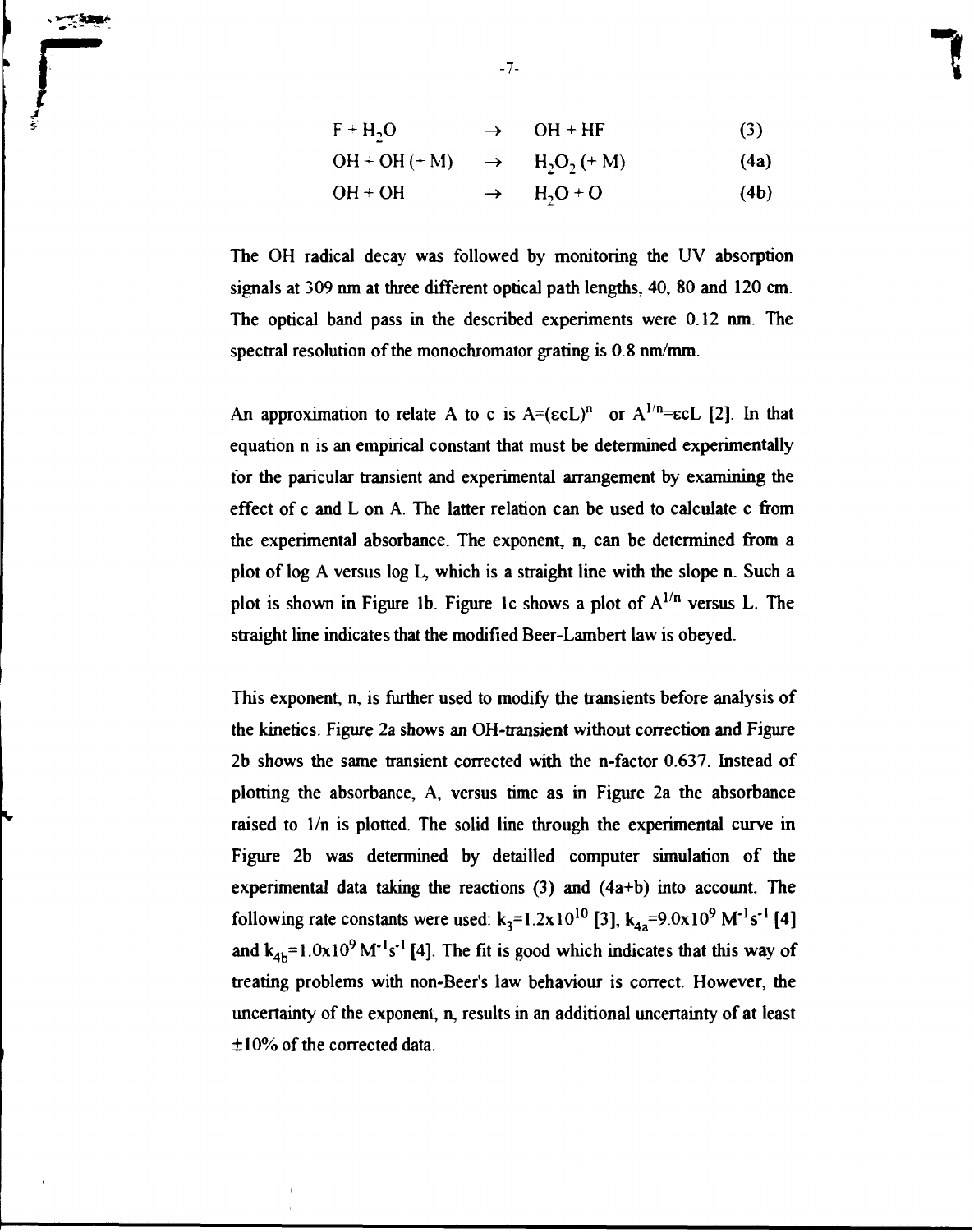$$F + H_2O \rightarrow OH + HF \quad (3)$$

$$OH + OH (+ M) \rightarrow H_2O_2 (+ M) \quad \textbf{(4a)}$$

$$OH + OH \rightarrow H_2O + O \quad \textbf{(4b)}$$

The OH radical decay was followed by monitoring the UV absorption signals at 309 nm at three different optical path lengths, 40, 80 and 120 cm. The optical band pass in the described experiments were 0.12 nm. The spectral resolution of the monochromator grating is 0.8 nm/mm.

An approximation to relate A to c is $A=(\varepsilon cL)^n$ or $A^{1/n}=\varepsilon cL$ [2]. In that equation n is an empirical constant that must be determined experimentally for the paricular transient and experimental arrangement by examining the effect of c and L on A. The latter relation can be used to calculate c from the experimental absorbance. The exponent, n, can be determined from a plot of log A versus log L, which is a straight line with the slope n. Such a plot is shown in Figure 1b. Figure 1c shows a plot of $A^{1/n}$ versus L. The straight line indicates that the modified Beer-Lambert law is obeyed.

This exponent, n, is further used to modify the transients before analysis of the kinetics. Figure 2a shows an OH-transient without correction and Figure 2b shows the same transient corrected with the n-factor 0.637. Instead of plotting the absorbance, A, versus time as in Figure 2a the absorbance raised to 1/n is plotted. The solid line through the experimental curve in Figure 2b was determined by detailled computer simulation of the experimental data taking the reactions (3) and (4a+b) into account. The following rate constants were used: $k_3=1.2\times10^{10}$ [3], $k_{4a}=9.0\times10^9\ M^{-1}s^{-1}$ [4] and $k_{4b}=1.0\times10^9\ M^{-1}s^{-1}$ [4]. The fit is good which indicates that this way of treating problems with non-Beer's law behaviour is correct. However, the uncertainty of the exponent, n, results in an additional uncertainty of at least ±10% of the corrected data.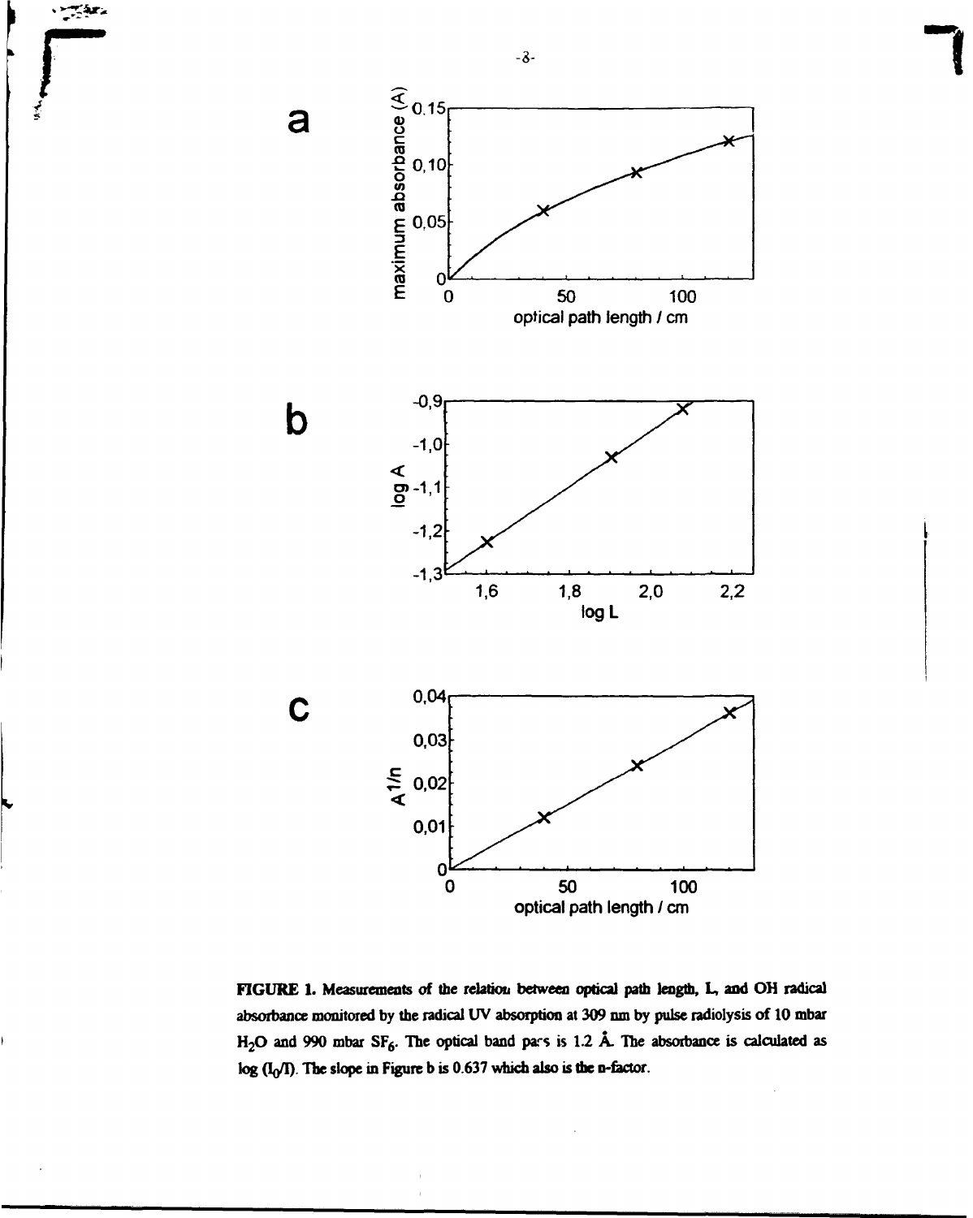**FIGURE 1.** Measurements of the relation between optical path length, L, and OH radical absorbance monitored by the radical UV absorption at 309 nm by pulse radiolysis of 10 mbar $H_2O$ and 990 mbar $SF_6$. The optical band pass is 1.2 Å. The absorbance is calculated as $\log (I_0/I)$. The slope in Figure b is 0.637 which also is the n-factor.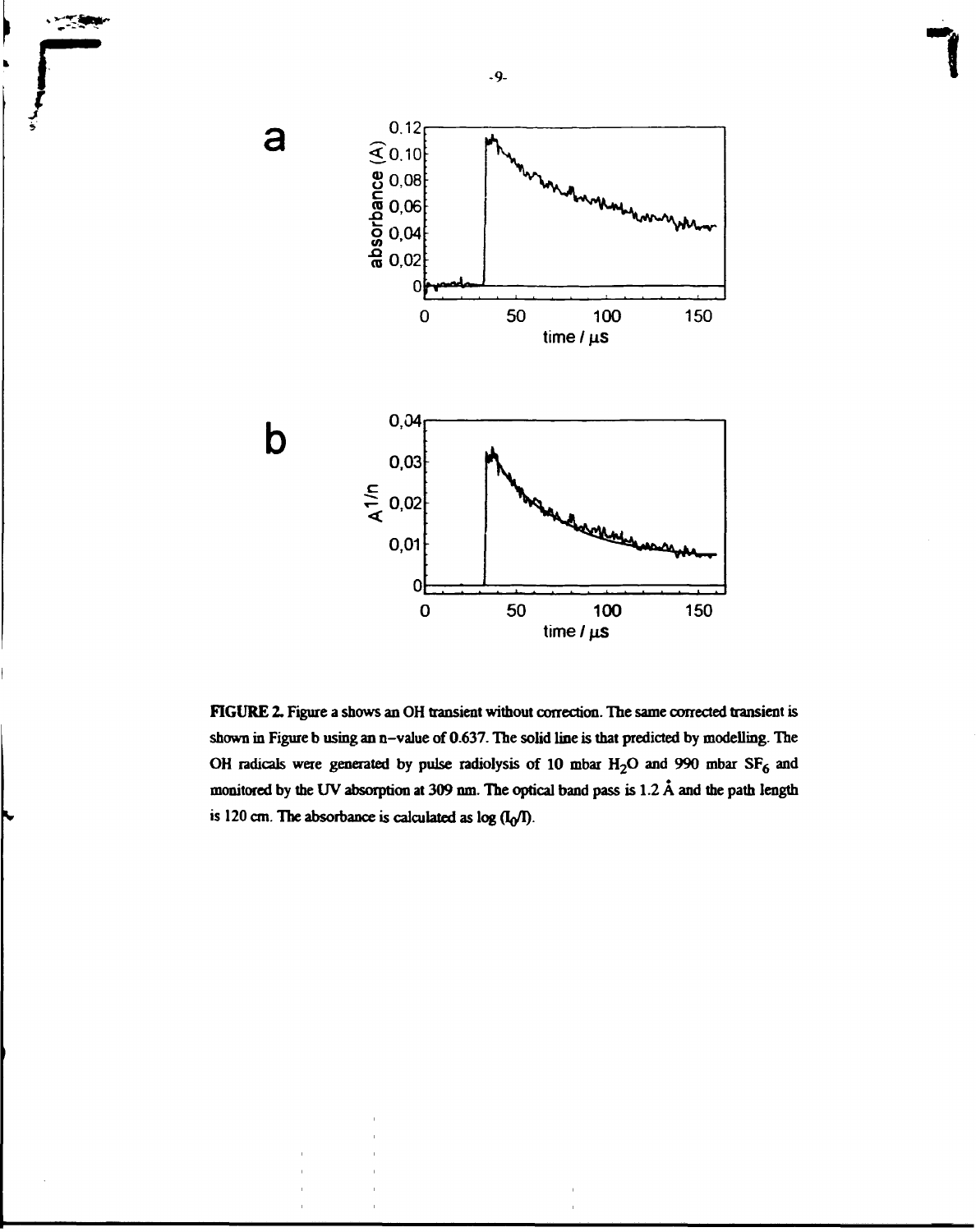**FIGURE 2.** Figure a shows an OH transient without correction. The same corrected transient is shown in Figure b using an n–value of 0.637. The solid line is that predicted by modelling. The OH radicals were generated by pulse radiolysis of 10 mbar $H_2O$ and 990 mbar $SF_6$ and monitored by the UV absorption at 309 nm. The optical band pass is 1.2 Å and the path length is 120 cm. The absorbance is calculated as log $(I_0/I)$.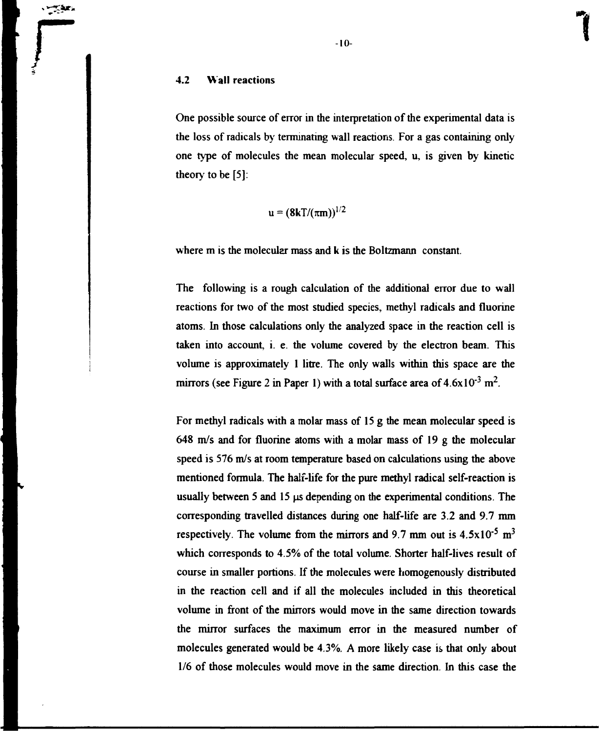### 4.2 Wall reactions

One possible source of error in the interpretation of the experimental data is the loss of radicals by terminating wall reactions. For a gas containing only one type of molecules the mean molecular speed, u, is given by kinetic theory to be [5]:

$$u = (8kT/(\pi m))^{1/2}$$

where m is the molecular mass and k is the Boltzmann constant.

The following is a rough calculation of the additional error due to wall reactions for two of the most studied species, methyl radicals and fluorine atoms. In those calculations only the analyzed space in the reaction cell is taken into account, i. e. the volume covered by the electron beam. This volume is approximately 1 litre. The only walls within this space are the mirrors (see Figure 2 in Paper 1) with a total surface area of $4.6 \times 10^{-3}$ $m^2$.

For methyl radicals with a molar mass of 15 g the mean molecular speed is 648 m/s and for fluorine atoms with a molar mass of 19 g the molecular speed is 576 m/s at room temperature based on calculations using the above mentioned formula. The half-life for the pure methyl radical self-reaction is usually between 5 and 15 μs depending on the experimental conditions. The corresponding travelled distances during one half-life are 3.2 and 9.7 mm respectively. The volume from the mirrors and 9.7 mm out is $4.5 \times 10^{-5}$ $m^3$ which corresponds to 4.5% of the total volume. Shorter half-lives result of course in smaller portions. If the molecules were homogenously distributed in the reaction cell and if all the molecules included in this theoretical volume in front of the mirrors would move in the same direction towards the mirror surfaces the maximum error in the measured number of molecules generated would be 4.3%. A more likely case is that only about 1/6 of those molecules would move in the same direction. In this case the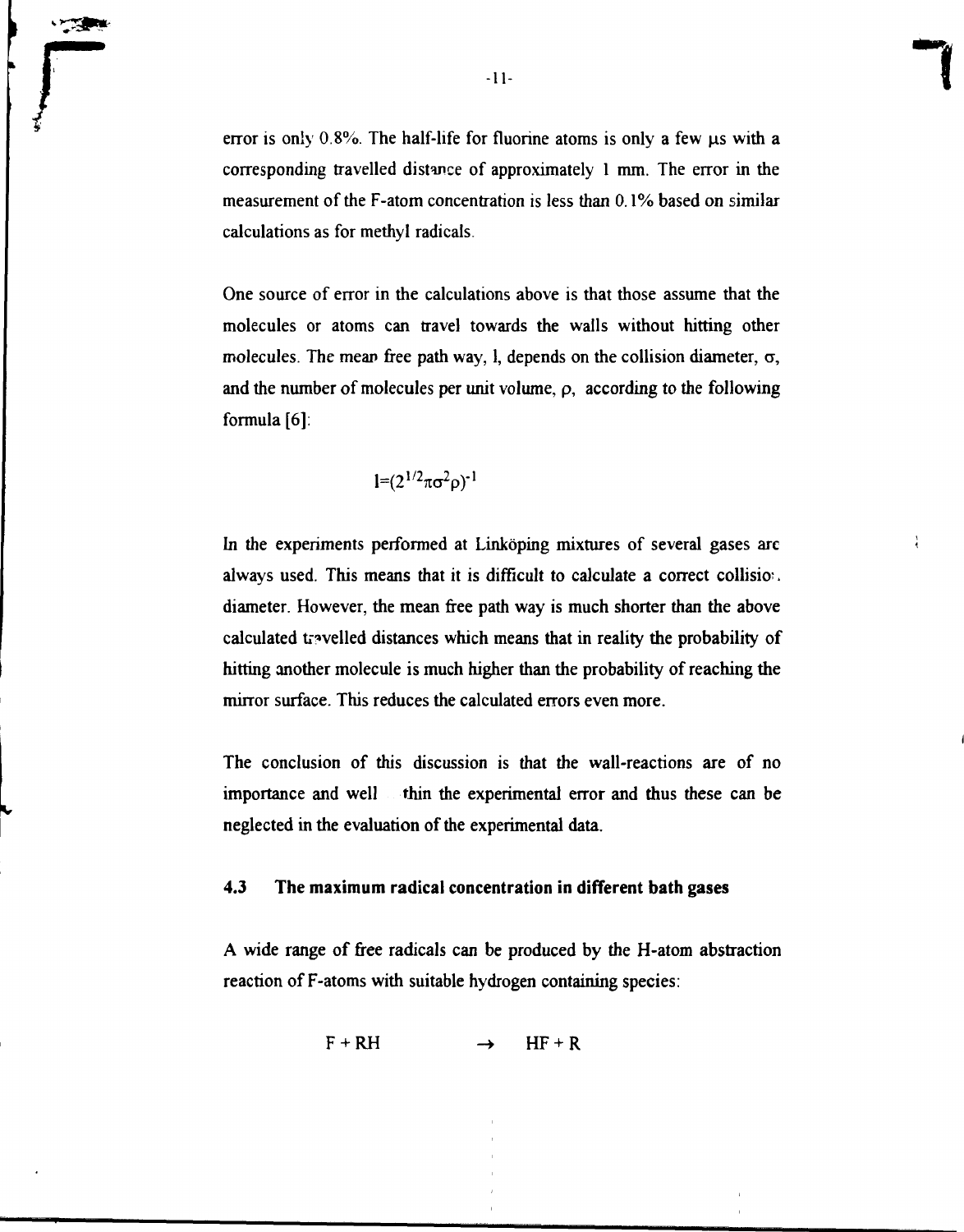error is only 0.8%. The half-life for fluorine atoms is only a few μs with a corresponding travelled distance of approximately 1 mm. The error in the measurement of the F-atom concentration is less than 0.1% based on similar calculations as for methyl radicals.

One source of error in the calculations above is that those assume that the molecules or atoms can travel towards the walls without hitting other molecules. The mean free path way, l, depends on the collision diameter, $\sigma$, and the number of molecules per unit volume, $\rho$, according to the following formula [6]:

$$l=(2^{1/2}\pi\sigma^2\rho)^{-1}$$

In the experiments performed at Linköping mixtures of several gases are always used. This means that it is difficult to calculate a correct collision diameter. However, the mean free path way is much shorter than the above calculated travelled distances which means that in reality the probability of hitting another molecule is much higher than the probability of reaching the mirror surface. This reduces the calculated errors even more.

The conclusion of this discussion is that the wall-reactions are of no importance and well within the experimental error and thus these can be neglected in the evaluation of the experimental data.

### 4.3 The maximum radical concentration in different bath gases

A wide range of free radicals can be produced by the H-atom abstraction reaction of F-atoms with suitable hydrogen containing species:

$$F + RH \rightarrow HF + R$$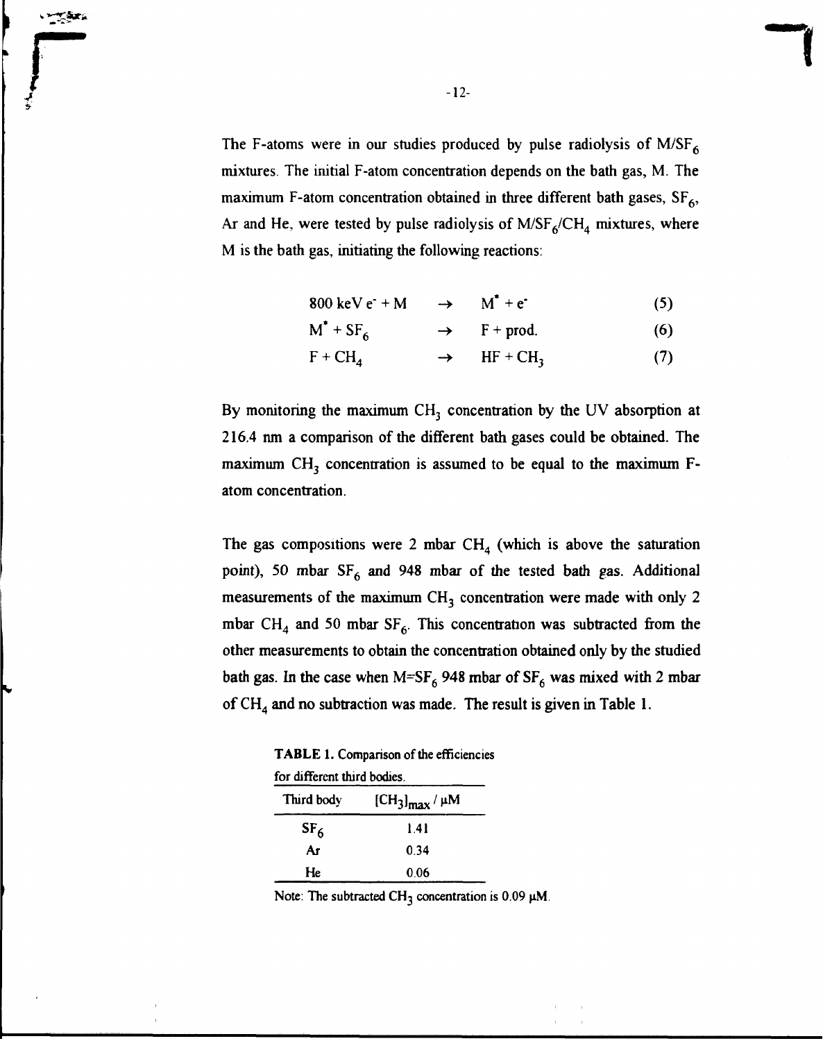The F-atoms were in our studies produced by pulse radiolysis of $M/SF_6$ mixtures. The initial F-atom concentration depends on the bath gas, M. The maximum F-atom concentration obtained in three different bath gases, $SF_6$, Ar and He, were tested by pulse radiolysis of $M/SF_6/CH_4$ mixtures, where M is the bath gas, initiating the following reactions:

$$800 \text{ keV } e^- + M \rightarrow M^* + e^- \quad (5)$$

$$M^* + SF_6 \rightarrow F + \text{prod.} \quad (6)$$

$$F + CH_4 \rightarrow HF + CH_3 \quad (7)$$

By monitoring the maximum $CH_3$ concentration by the UV absorption at 216.4 nm a comparison of the different bath gases could be obtained. The maximum $CH_3$ concentration is assumed to be equal to the maximum F-atom concentration.

The gas compositions were 2 mbar $CH_4$ (which is above the saturation point), 50 mbar $SF_6$ and 948 mbar of the tested bath gas. Additional measurements of the maximum $CH_3$ concentration were made with only 2 mbar $CH_4$ and 50 mbar $SF_6$. This concentration was subtracted from the other measurements to obtain the concentration obtained only by the studied bath gas. In the case when $M=SF_6$ 948 mbar of $SF_6$ was mixed with 2 mbar of $CH_4$ and no subtraction was made. The result is given in Table 1.

**TABLE 1.** Comparison of the efficiencies for different third bodies.

| Third body | $[CH_3]_{max}$ / μM |
|---|---|
| $SF_6$ | 1.41 |
| Ar | 0.34 |
| He | 0.06 |

Note: The subtracted $CH_3$ concentration is 0.09 μM.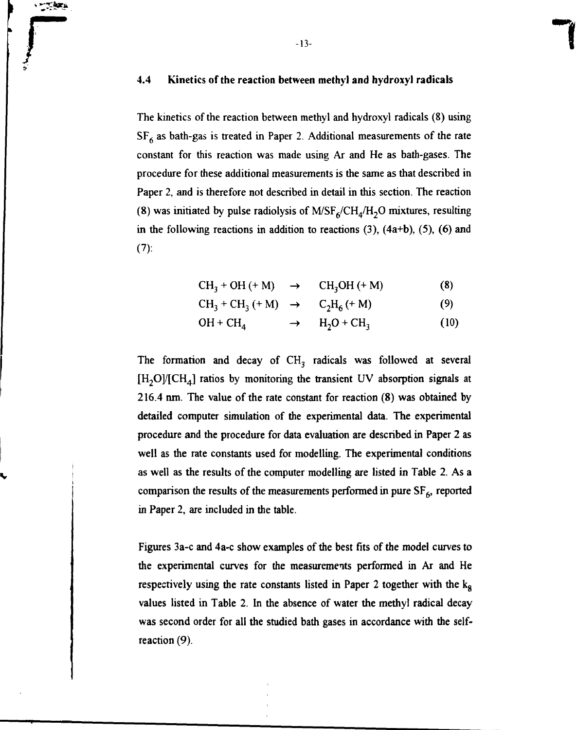### 4.4 Kinetics of the reaction between methyl and hydroxyl radicals

The kinetics of the reaction between methyl and hydroxyl radicals (8) using $SF_6$ as bath-gas is treated in Paper 2. Additional measurements of the rate constant for this reaction was made using Ar and He as bath-gases. The procedure for these additional measurements is the same as that described in Paper 2, and is therefore not described in detail in this section. The reaction (8) was initiated by pulse radiolysis of $M/SF_6/CH_4/H_2O$ mixtures, resulting in the following reactions in addition to reactions (3), (4a+b), (5), (6) and (7):

$$CH_3 + OH\ (+\ M) \rightarrow CH_3OH\ (+\ M) \qquad (8)$$

$$CH_3 + CH_3\ (+\ M) \rightarrow C_2H_6\ (+\ M) \qquad (9)$$

$$OH + CH_4 \rightarrow H_2O + CH_3 \qquad (10)$$

The formation and decay of $CH_3$ radicals was followed at several $[H_2O]/[CH_4]$ ratios by monitoring the transient UV absorption signals at 216.4 nm. The value of the rate constant for reaction (8) was obtained by detailed computer simulation of the experimental data. The experimental procedure and the procedure for data evaluation are described in Paper 2 as well as the rate constants used for modelling. The experimental conditions as well as the results of the computer modelling are listed in Table 2. As a comparison the results of the measurements performed in pure $SF_6$, reported in Paper 2, are included in the table.

Figures 3a-c and 4a-c show examples of the best fits of the model curves to the experimental curves for the measurements performed in Ar and He respectively using the rate constants listed in Paper 2 together with the $k_8$ values listed in Table 2. In the absence of water the methyl radical decay was second order for all the studied bath gases in accordance with the self-reaction (9).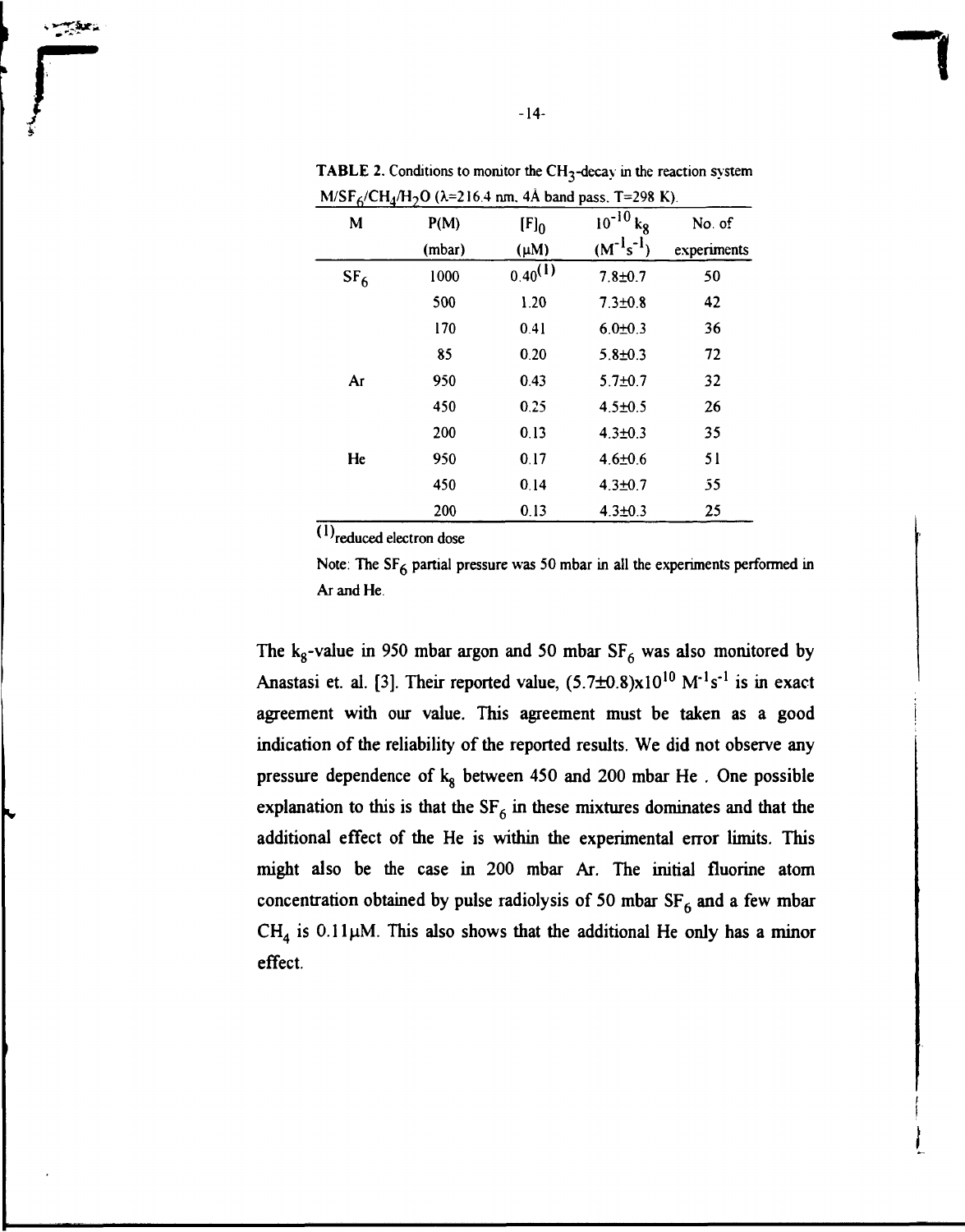**TABLE 2.** Conditions to monitor the $CH_3$-decay in the reaction system $M/SF_6/CH_4/H_2O$ ($\lambda$=216.4 nm, 4Å band pass, T=298 K).

| M | P(M) (mbar) | $[F]_0$ ($\mu$M) | $10^{-10}$ $k_8$ ($M^{-1}s^{-1}$) | No. of experiments |
|---|---|---|---|---|
| $SF_6$ | 1000 | 0.40[(1)] | 7.8±0.7 | 50 |
| | 500 | 1.20 | 7.3±0.8 | 42 |
| | 170 | 0.41 | 6.0±0.3 | 36 |
| | 85 | 0.20 | 5.8±0.3 | 72 |
| Ar | 950 | 0.43 | 5.7±0.7 | 32 |
| | 450 | 0.25 | 4.5±0.5 | 26 |
| | 200 | 0.13 | 4.3±0.3 | 35 |
| He | 950 | 0.17 | 4.6±0.6 | 51 |
| | 450 | 0.14 | 4.3±0.7 | 55 |
| | 200 | 0.13 | 4.3±0.3 | 25 |

[(1)] reduced electron dose

Note: The $SF_6$ partial pressure was 50 mbar in all the experiments performed in Ar and He.

The $k_8$-value in 950 mbar argon and 50 mbar $SF_6$ was also monitored by Anastasi et. al. [3]. Their reported value, $(5.7\pm0.8)\times10^{10}$ $M^{-1}s^{-1}$ is in exact agreement with our value. This agreement must be taken as a good indication of the reliability of the reported results. We did not observe any pressure dependence of $k_8$ between 450 and 200 mbar He . One possible explanation to this is that the $SF_6$ in these mixtures dominates and that the additional effect of the He is within the experimental error limits. This might also be the case in 200 mbar Ar. The initial fluorine atom concentration obtained by pulse radiolysis of 50 mbar $SF_6$ and a few mbar $CH_4$ is 0.11$\mu$M. This also shows that the additional He only has a minor effect.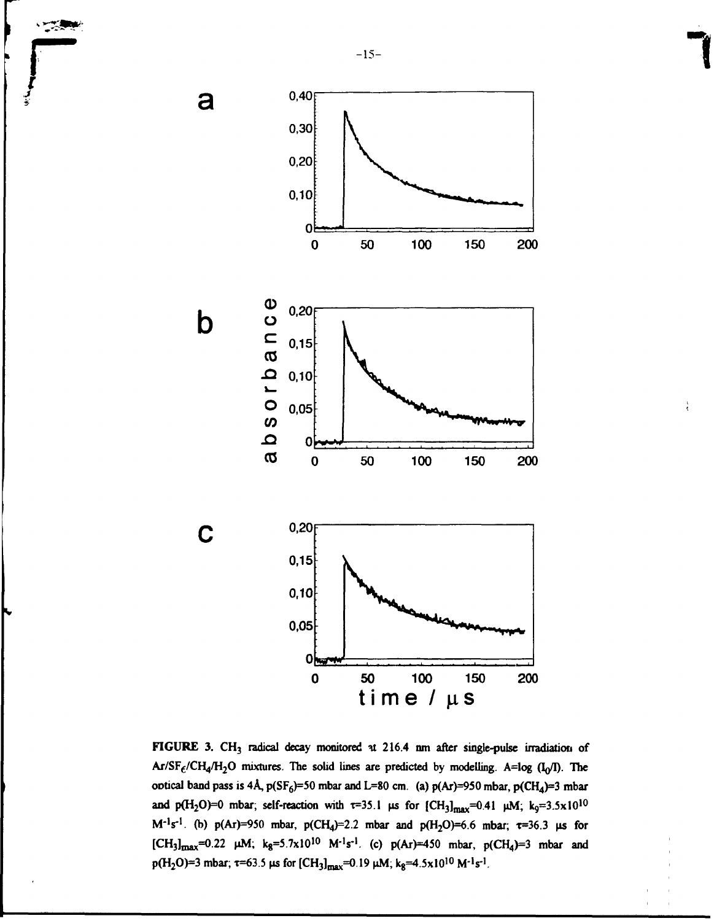FIGURE 3. $CH_3$ radical decay monitored at 216.4 nm after single-pulse irradiation of $Ar/SF_6/CH_4/H_2O$ mixtures. The solid lines are predicted by modelling. $A=\log(I_0/I)$. The optical band pass is 4Å, $p(SF_6)=50$ mbar and L=80 cm. (a) p(Ar)=950 mbar, $p(CH_4)=3$ mbar and $p(H_2O)=0$ mbar; self-reaction with $\tau=35.1$ μs for $[CH_3]_{max}=0.41$ μM; $k_9=3.5\times10^{10}$ $M^{-1}s^{-1}$. (b) p(Ar)=950 mbar, $p(CH_4)=2.2$ mbar and $p(H_2O)=6.6$ mbar; $\tau=36.3$ μs for $[CH_3]_{max}=0.22$ μM; $k_8=5.7\times10^{10}$ $M^{-1}s^{-1}$. (c) p(Ar)=450 mbar, $p(CH_4)=3$ mbar and $p(H_2O)=3$ mbar; $\tau=63.5$ μs for $[CH_3]_{max}=0.19$ μM; $k_8=4.5\times10^{10}$ $M^{-1}s^{-1}$.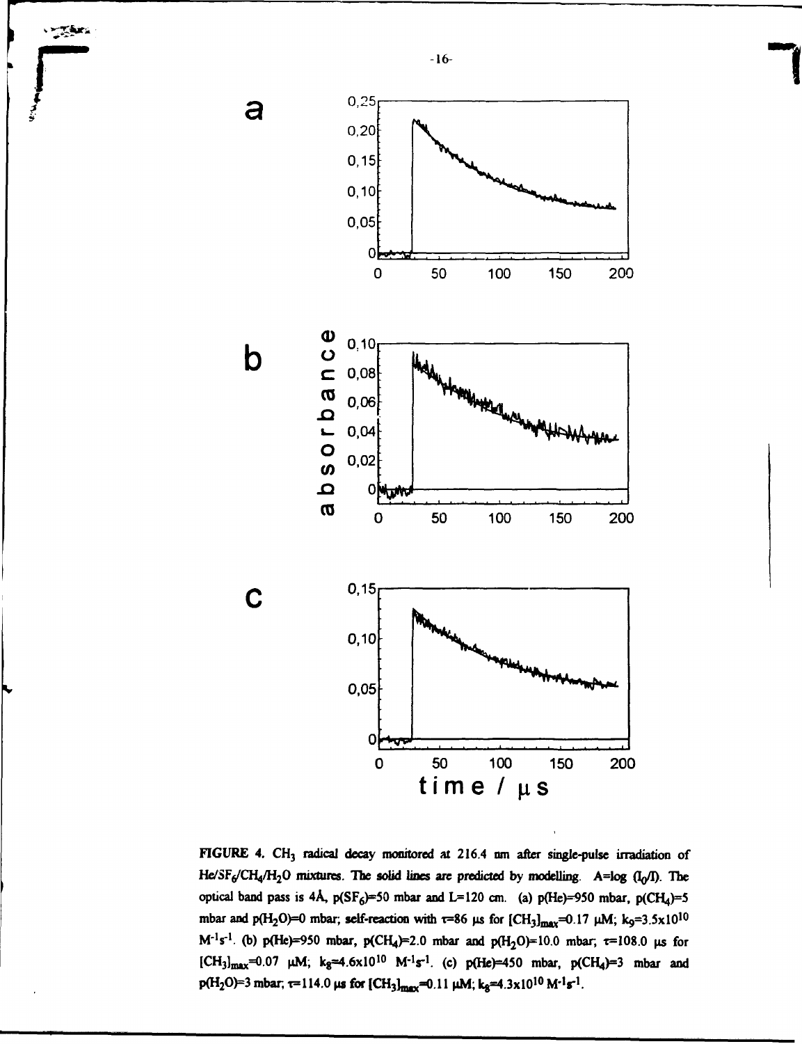FIGURE 4. $CH_3$ radical decay monitored at 216.4 nm after single-pulse irradiation of $He/SF_6/CH_4/H_2O$ mixtures. The solid lines are predicted by modelling. $A=\log(I_0/I)$. The optical band pass is 4Å, $p(SF_6)$=50 mbar and L=120 cm. (a) p(He)=950 mbar, $p(CH_4)$=5 mbar and $p(H_2O)$=0 mbar; self-reaction with $\tau$=86 μs for $[CH_3]_{max}$=0.17 μM; $k_9=3.5\times10^{10}$ $M^{-1}s^{-1}$. (b) p(He)=950 mbar, $p(CH_4)$=2.0 mbar and $p(H_2O)$=10.0 mbar; $\tau$=108.0 μs for $[CH_3]_{max}$=0.07 μM; $k_8=4.6\times10^{10}$ $M^{-1}s^{-1}$. (c) p(He)=450 mbar, $p(CH_4)$=3 mbar and $p(H_2O)$=3 mbar; $\tau$=114.0 μs for $[CH_3]_{max}$=0.11 μM; $k_8=4.3\times10^{10}$ $M^{-1}s^{-1}$.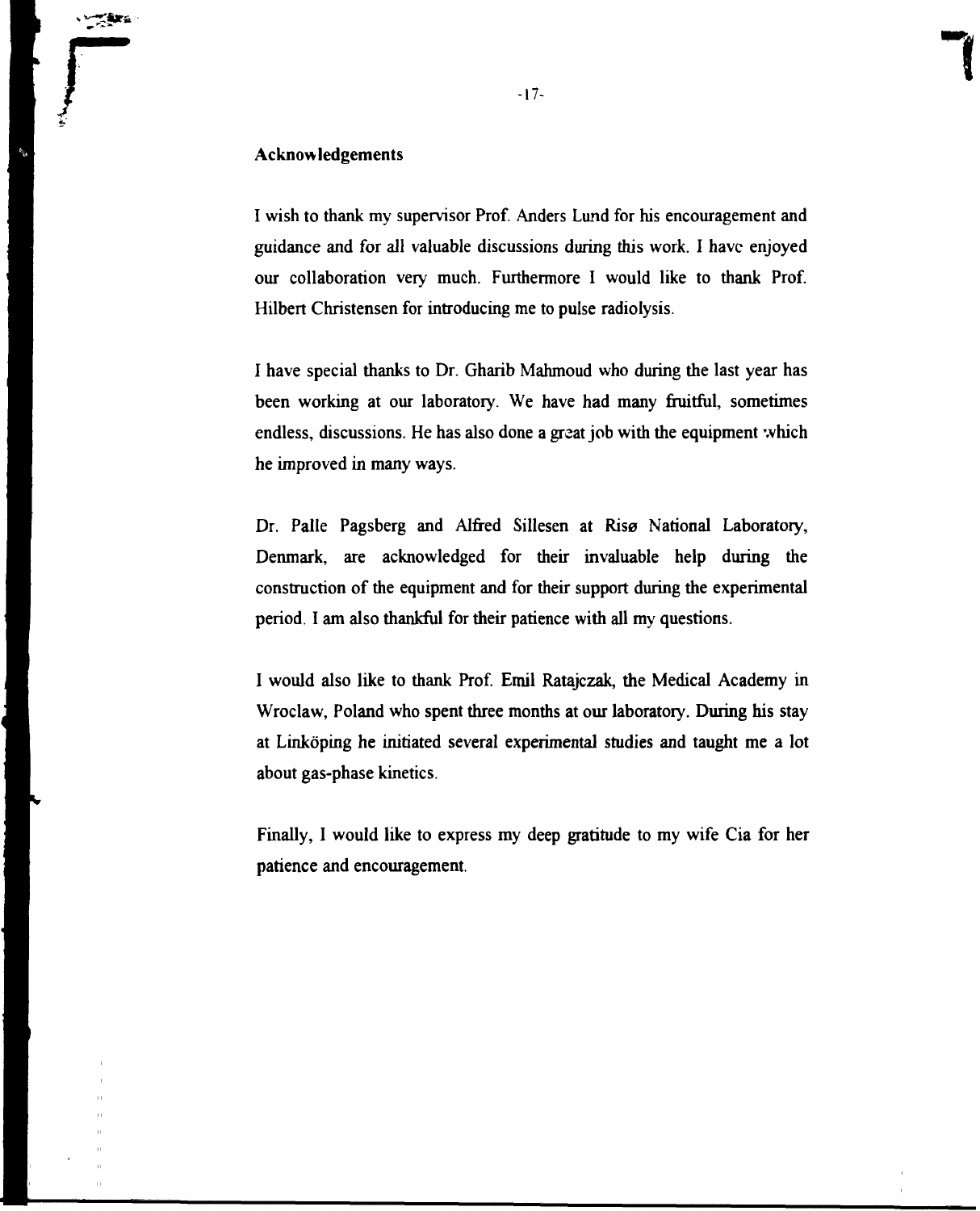## Acknowledgements

I wish to thank my supervisor Prof. Anders Lund for his encouragement and guidance and for all valuable discussions during this work. I have enjoyed our collaboration very much. Furthermore I would like to thank Prof. Hilbert Christensen for introducing me to pulse radiolysis.

I have special thanks to Dr. Gharib Mahmoud who during the last year has been working at our laboratory. We have had many fruitful, sometimes endless, discussions. He has also done a great job with the equipment which he improved in many ways.

Dr. Palle Pagsberg and Alfred Sillesen at Risø National Laboratory, Denmark, are acknowledged for their invaluable help during the construction of the equipment and for their support during the experimental period. I am also thankful for their patience with all my questions.

I would also like to thank Prof. Emil Ratajczak, the Medical Academy in Wroclaw, Poland who spent three months at our laboratory. During his stay at Linköping he initiated several experimental studies and taught me a lot about gas-phase kinetics.

Finally, I would like to express my deep gratitude to my wife Cia for her patience and encouragement.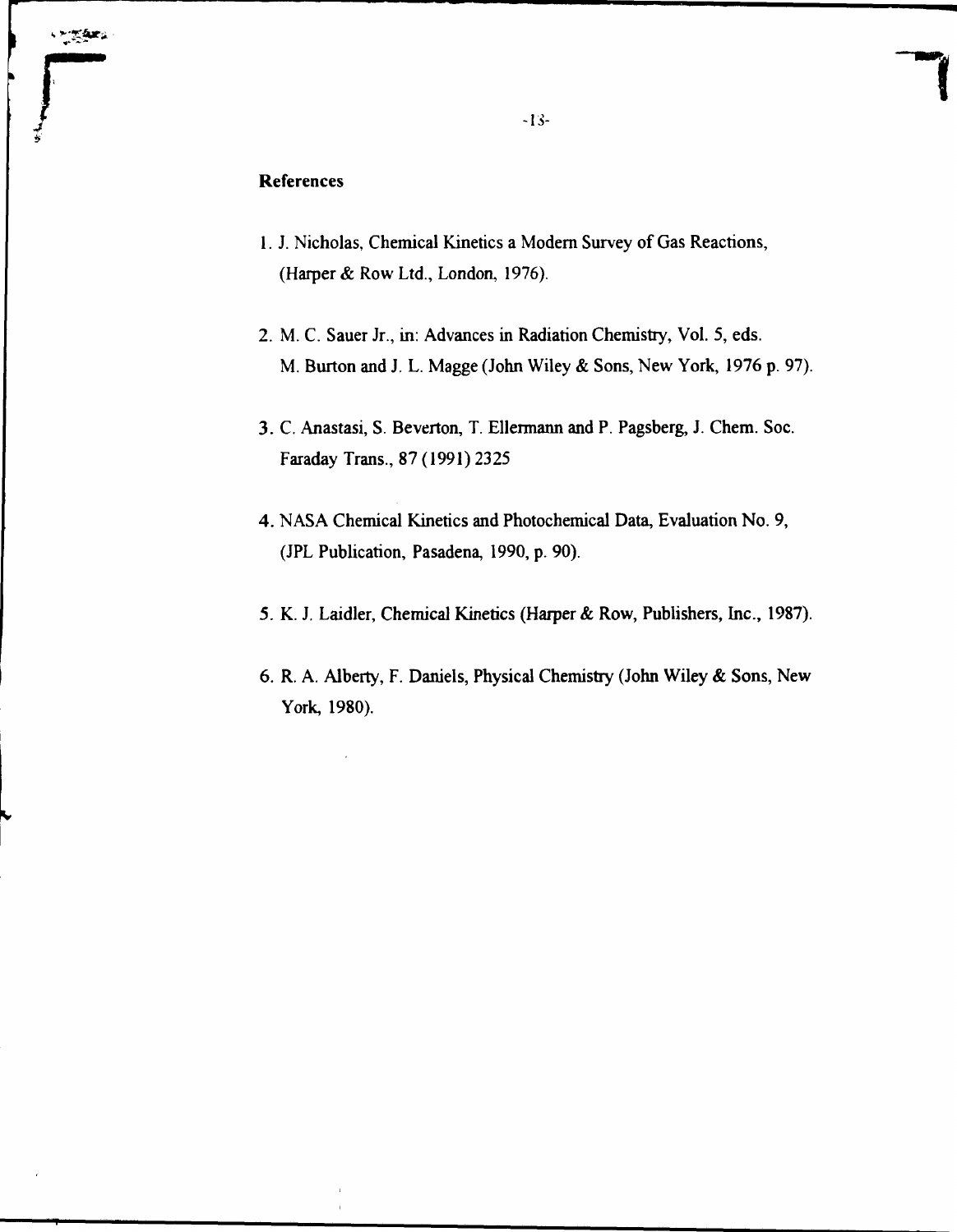## References

1. J. Nicholas, Chemical Kinetics a Modern Survey of Gas Reactions, (Harper & Row Ltd., London, 1976).

2. M. C. Sauer Jr., in: Advances in Radiation Chemistry, Vol. 5, eds. M. Burton and J. L. Magge (John Wiley & Sons, New York, 1976 p. 97).

3. C. Anastasi, S. Beverton, T. Ellermann and P. Pagsberg, J. Chem. Soc. Faraday Trans., 87 (1991) 2325

4. NASA Chemical Kinetics and Photochemical Data, Evaluation No. 9, (JPL Publication, Pasadena, 1990, p. 90).

5. K. J. Laidler, Chemical Kinetics (Harper & Row, Publishers, Inc., 1987).

6. R. A. Alberty, F. Daniels, Physical Chemistry (John Wiley & Sons, New York, 1980).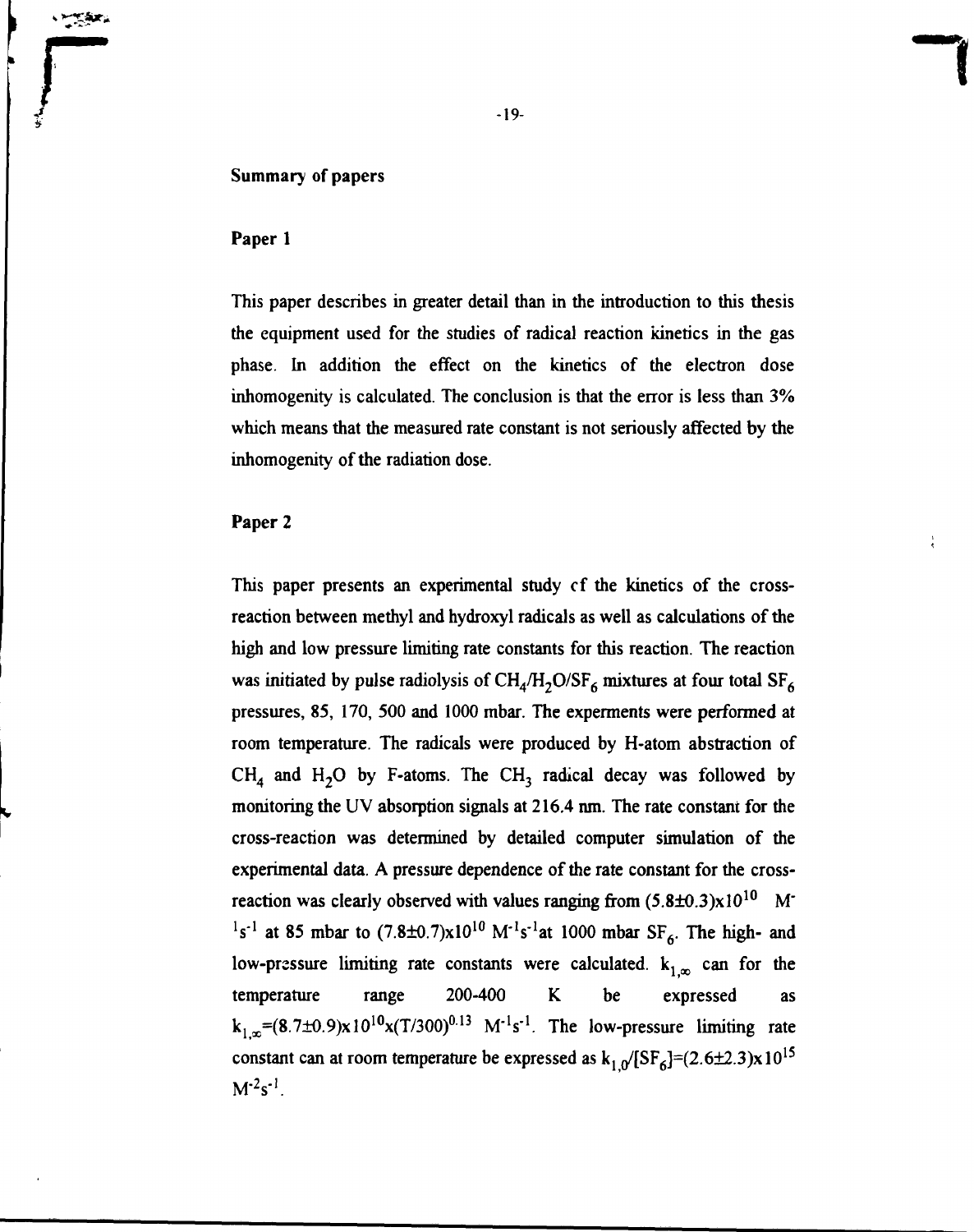## Summary of papers

### Paper 1

This paper describes in greater detail than in the introduction to this thesis the equipment used for the studies of radical reaction kinetics in the gas phase. In addition the effect on the kinetics of the electron dose inhomogenity is calculated. The conclusion is that the error is less than 3% which means that the measured rate constant is not seriously affected by the inhomogenity of the radiation dose.

### Paper 2

This paper presents an experimental study of the kinetics of the cross-reaction between methyl and hydroxyl radicals as well as calculations of the high and low pressure limiting rate constants for this reaction. The reaction was initiated by pulse radiolysis of $CH_4/H_2O/SF_6$ mixtures at four total $SF_6$ pressures, 85, 170, 500 and 1000 mbar. The experments were performed at room temperature. The radicals were produced by H-atom abstraction of $CH_4$ and $H_2O$ by F-atoms. The $CH_3$ radical decay was followed by monitoring the UV absorption signals at 216.4 nm. The rate constant for the cross-reaction was determined by detailed computer simulation of the experimental data. A pressure dependence of the rate constant for the cross-reaction was clearly observed with values ranging from $(5.8\pm0.3)\times10^{10}$ $M^{-1}s^{-1}$ at 85 mbar to $(7.8\pm0.7)\times10^{10}$ $M^{-1}s^{-1}$ at 1000 mbar $SF_6$. The high- and low-pressure limiting rate constants were calculated. $k_{1,\infty}$ can for the temperature range 200-400 K be expressed as $k_{1,\infty}=(8.7\pm0.9)\times10^{10}\times(T/300)^{0.13}$ $M^{-1}s^{-1}$. The low-pressure limiting rate constant can at room temperature be expressed as $k_{1,0}/[SF_6]=(2.6\pm2.3)\times10^{15}$ $M^{-2}s^{-1}$.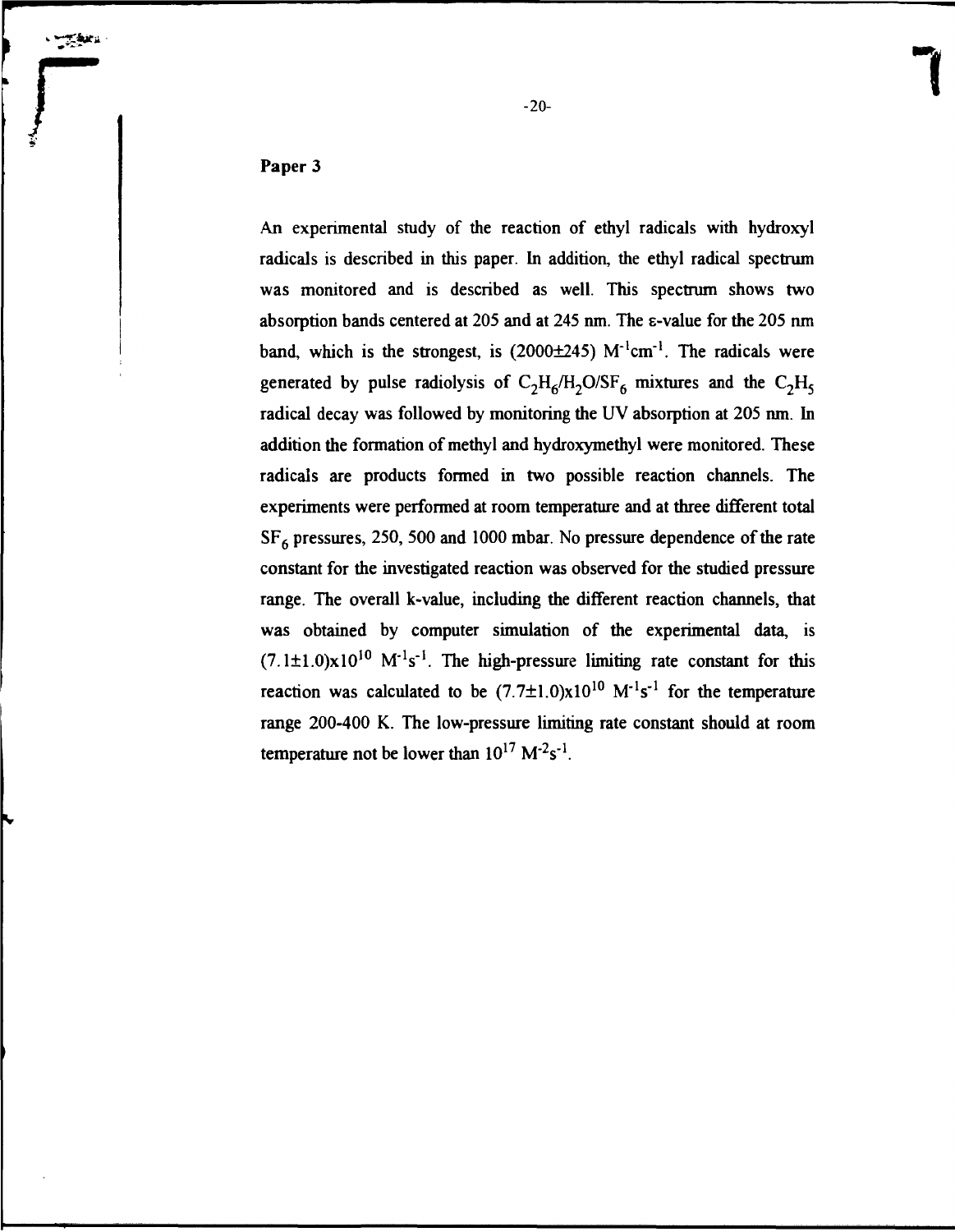**Paper 3**

An experimental study of the reaction of ethyl radicals with hydroxyl radicals is described in this paper. In addition, the ethyl radical spectrum was monitored and is described as well. This spectrum shows two absorption bands centered at 205 and at 245 nm. The ε-value for the 205 nm band, which is the strongest, is $(2000 \pm 245)$ $M^{-1}cm^{-1}$. The radicals were generated by pulse radiolysis of $C_2H_6/H_2O/SF_6$ mixtures and the $C_2H_5$ radical decay was followed by monitoring the UV absorption at 205 nm. In addition the formation of methyl and hydroxymethyl were monitored. These radicals are products formed in two possible reaction channels. The experiments were performed at room temperature and at three different total $SF_6$ pressures, 250, 500 and 1000 mbar. No pressure dependence of the rate constant for the investigated reaction was observed for the studied pressure range. The overall k-value, including the different reaction channels, that was obtained by computer simulation of the experimental data, is $(7.1 \pm 1.0) \times 10^{10}$ $M^{-1}s^{-1}$. The high-pressure limiting rate constant for this reaction was calculated to be $(7.7 \pm 1.0) \times 10^{10}$ $M^{-1}s^{-1}$ for the temperature range 200-400 K. The low-pressure limiting rate constant should at room temperature not be lower than $10^{17}$ $M^{-2}s^{-1}$.